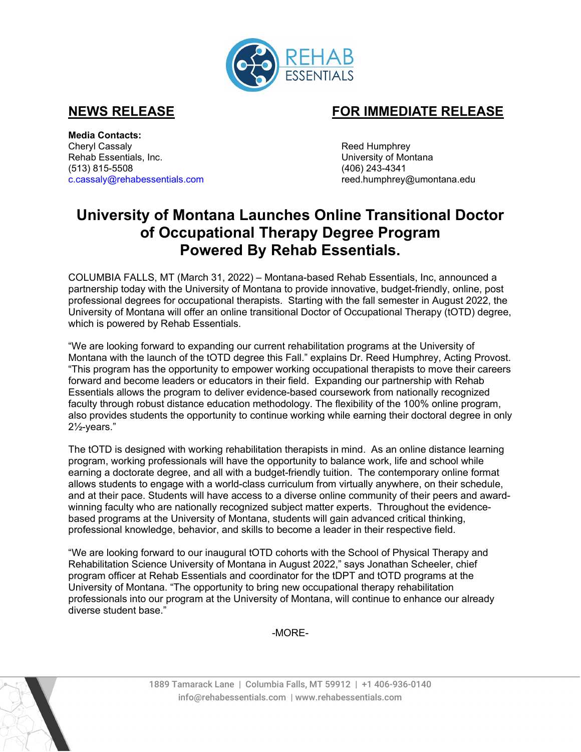**NEWS RELEASE**

**FOR IMMEDIATE RELEASE**

**Media Contacts:**
Cheryl Cassaly
Rehab Essentials, Inc.
(513) 815-5508
c.cassaly@rehabessentials.com

Reed Humphrey
University of Montana
(406) 243-4341
reed.humphrey@umontana.edu

# University of Montana Launches Online Transitional Doctor of Occupational Therapy Degree Program Powered By Rehab Essentials.

COLUMBIA FALLS, MT (March 31, 2022) – Montana-based Rehab Essentials, Inc, announced a partnership today with the University of Montana to provide innovative, budget-friendly, online, post professional degrees for occupational therapists. Starting with the fall semester in August 2022, the University of Montana will offer an online transitional Doctor of Occupational Therapy (tOTD) degree, which is powered by Rehab Essentials.

"We are looking forward to expanding our current rehabilitation programs at the University of Montana with the launch of the tOTD degree this Fall." explains Dr. Reed Humphrey, Acting Provost. "This program has the opportunity to empower working occupational therapists to move their careers forward and become leaders or educators in their field. Expanding our partnership with Rehab Essentials allows the program to deliver evidence-based coursework from nationally recognized faculty through robust distance education methodology. The flexibility of the 100% online program, also provides students the opportunity to continue working while earning their doctoral degree in only 2½-years."

The tOTD is designed with working rehabilitation therapists in mind. As an online distance learning program, working professionals will have the opportunity to balance work, life and school while earning a doctorate degree, and all with a budget-friendly tuition. The contemporary online format allows students to engage with a world-class curriculum from virtually anywhere, on their schedule, and at their pace. Students will have access to a diverse online community of their peers and award-winning faculty who are nationally recognized subject matter experts. Throughout the evidence-based programs at the University of Montana, students will gain advanced critical thinking, professional knowledge, behavior, and skills to become a leader in their respective field.

"We are looking forward to our inaugural tOTD cohorts with the School of Physical Therapy and Rehabilitation Science University of Montana in August 2022," says Jonathan Scheeler, chief program officer at Rehab Essentials and coordinator for the tDPT and tOTD programs at the University of Montana. "The opportunity to bring new occupational therapy rehabilitation professionals into our program at the University of Montana, will continue to enhance our already diverse student base."

-MORE-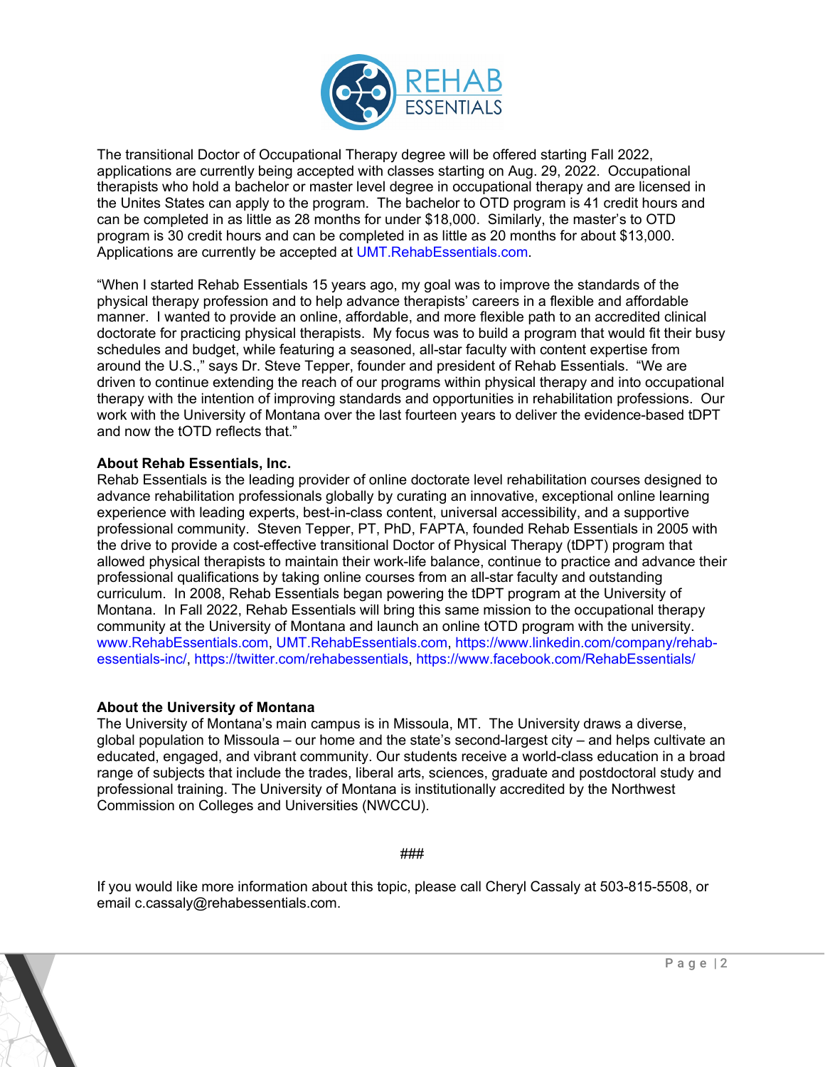The transitional Doctor of Occupational Therapy degree will be offered starting Fall 2022, applications are currently being accepted with classes starting on Aug. 29, 2022. Occupational therapists who hold a bachelor or master level degree in occupational therapy and are licensed in the Unites States can apply to the program. The bachelor to OTD program is 41 credit hours and can be completed in as little as 28 months for under $18,000. Similarly, the master's to OTD program is 30 credit hours and can be completed in as little as 20 months for about $13,000. Applications are currently be accepted at UMT.RehabEssentials.com.

"When I started Rehab Essentials 15 years ago, my goal was to improve the standards of the physical therapy profession and to help advance therapists' careers in a flexible and affordable manner. I wanted to provide an online, affordable, and more flexible path to an accredited clinical doctorate for practicing physical therapists. My focus was to build a program that would fit their busy schedules and budget, while featuring a seasoned, all-star faculty with content expertise from around the U.S.," says Dr. Steve Tepper, founder and president of Rehab Essentials. "We are driven to continue extending the reach of our programs within physical therapy and into occupational therapy with the intention of improving standards and opportunities in rehabilitation professions. Our work with the University of Montana over the last fourteen years to deliver the evidence-based tDPT and now the tOTD reflects that."

**About Rehab Essentials, Inc.**

Rehab Essentials is the leading provider of online doctorate level rehabilitation courses designed to advance rehabilitation professionals globally by curating an innovative, exceptional online learning experience with leading experts, best-in-class content, universal accessibility, and a supportive professional community. Steven Tepper, PT, PhD, FAPTA, founded Rehab Essentials in 2005 with the drive to provide a cost-effective transitional Doctor of Physical Therapy (tDPT) program that allowed physical therapists to maintain their work-life balance, continue to practice and advance their professional qualifications by taking online courses from an all-star faculty and outstanding curriculum. In 2008, Rehab Essentials began powering the tDPT program at the University of Montana. In Fall 2022, Rehab Essentials will bring this same mission to the occupational therapy community at the University of Montana and launch an online tOTD program with the university. www.RehabEssentials.com, UMT.RehabEssentials.com, https://www.linkedin.com/company/rehab-essentials-inc/, https://twitter.com/rehabessentials, https://www.facebook.com/RehabEssentials/

**About the University of Montana**

The University of Montana's main campus is in Missoula, MT. The University draws a diverse, global population to Missoula – our home and the state's second-largest city – and helps cultivate an educated, engaged, and vibrant community. Our students receive a world-class education in a broad range of subjects that include the trades, liberal arts, sciences, graduate and postdoctoral study and professional training. The University of Montana is institutionally accredited by the Northwest Commission on Colleges and Universities (NWCCU).

###

If you would like more information about this topic, please call Cheryl Cassaly at 503-815-5508, or email c.cassaly@rehabessentials.com.